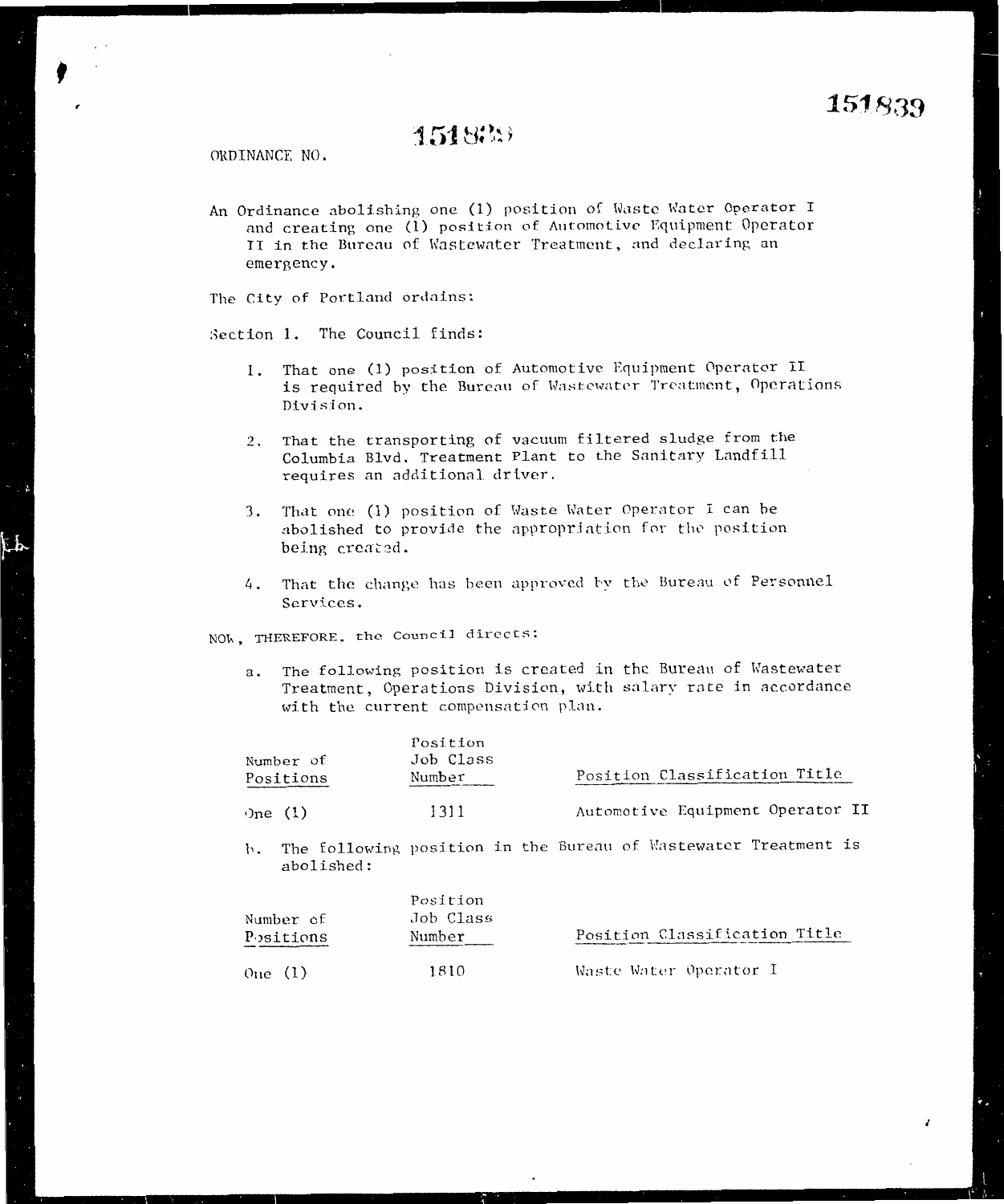151839

ORDINANCE NO. 151839

An Ordinance abolishing one (1) position of Waste Water Operator I and creating one (1) position of Automotive Equipment Operator II in the Bureau of Wastewater Treatment, and declaring an emergency.

The City of Portland ordains:

Section 1. The Council finds:

1. That one (1) position of Automotive Equipment Operator II is required by the Bureau of Wastewater Treatment, Operations Division.

2. That the transporting of vacuum filtered sludge from the Columbia Blvd. Treatment Plant to the Sanitary Landfill requires an additional driver.

3. That one (1) position of Waste Water Operator I can be abolished to provide the appropriation for the position being created.

4. That the change has been approved by the Bureau of Personnel Services.

NOW, THEREFORE, the Council directs:

a. The following position is created in the Bureau of Wastewater Treatment, Operations Division, with salary rate in accordance with the current compensation plan.

| Number of Positions | Position Job Class Number | Position Classification Title |
|---|---|---|
| One (1) | 1311 | Automotive Equipment Operator II |

b. The following position in the Bureau of Wastewater Treatment is abolished:

| Number of Positions | Position Job Class Number | Position Classification Title |
|---|---|---|
| One (1) | 1810 | Waste Water Operator I |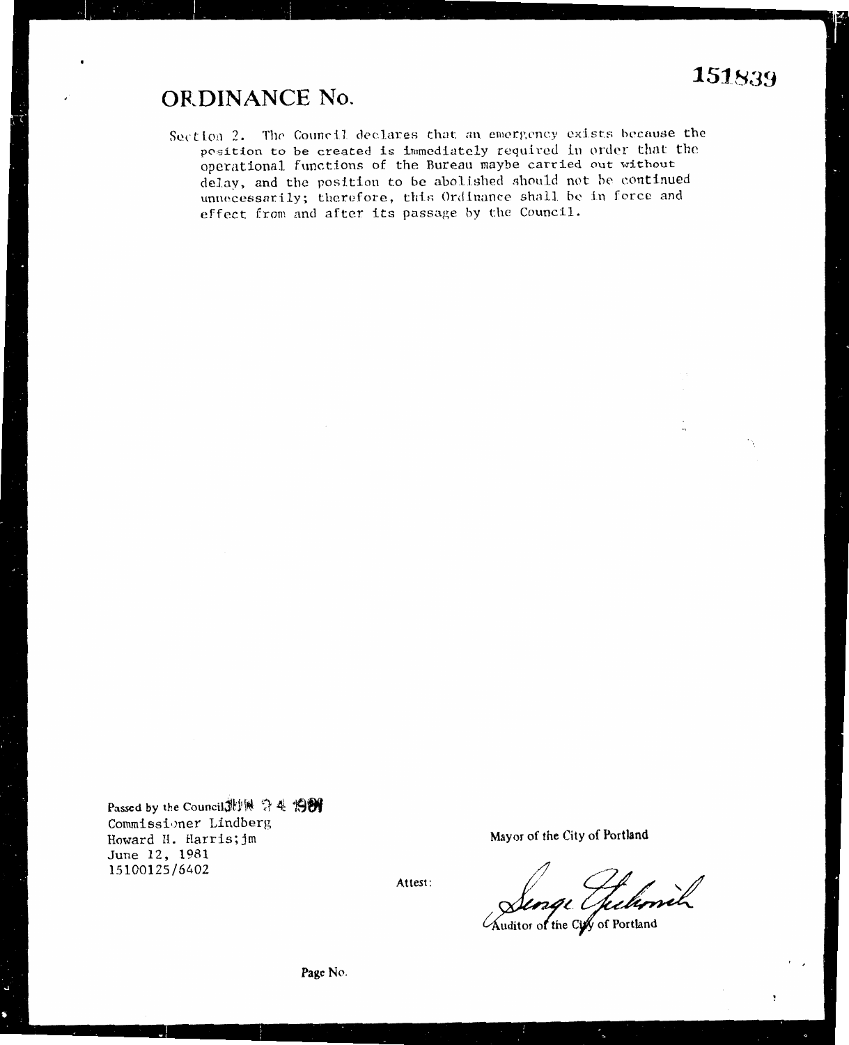151839

# ORDINANCE No.

Section 2. The Council declares that an emergency exists because the position to be created is immediately required in order that the operational functions of the Bureau maybe carried out without delay, and the position to be abolished should not be continued unnecessarily; therefore, this Ordinance shall be in force and effect from and after its passage by the Council.

Passed by the Council JUN 24 1981

Commissioner Lindberg
Howard H. Harris;jm
June 12, 1981
15100125/6402

Mayor of the City of Portland

Attest:

George Yerkovich
Auditor of the City of Portland

Page No.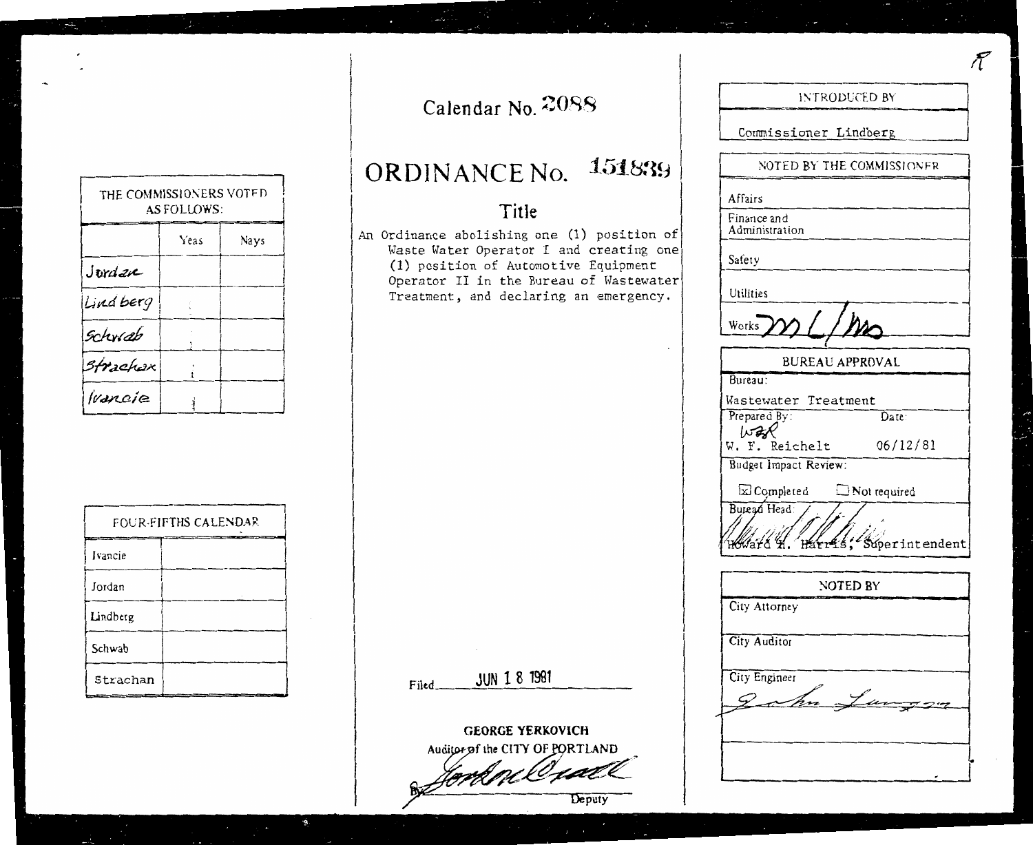Calendar No. 2088

# ORDINANCE No. 151839

## Title

An Ordinance abolishing one (1) position of Waste Water Operator I and creating one (1) position of Automotive Equipment Operator II in the Bureau of Wastewater Treatment, and declaring an emergency.

| THE COMMISSIONERS VOTED AS FOLLOWS: | | |
|---|---|---|
| | Yeas | Nays |
| Jordan | | |
| Lindberg | | |
| Schwab | | |
| Strachan | | |
| Ivancie | | |

| FOUR-FIFTHS CALENDAR | |
|---|---|
| Ivancie | |
| Jordan | |
| Lindberg | |
| Schwab | |
| Strachan | |

| INTRODUCED BY |
|---|
| Commissioner Lindberg |

| NOTED BY THE COMMISSIONER |
|---|
| Affairs |
| Finance and Administration |
| Safety |
| Utilities |
| Works ML/MO |

| BUREAU APPROVAL | |
|---|---|
| Bureau: Wastewater Treatment | |
| Prepared By: W. F. Reichelt | Date: 06/12/81 |
| Budget Impact Review: ☒ Completed ☐ Not required | |
| Bureau Head: Howard H. Harris, Superintendent | |

| NOTED BY |
|---|
| City Attorney |
| City Auditor |
| City Engineer |

Filed JUN 18 1981

GEORGE YERKOVICH
Auditor of the CITY OF PORTLAND

By _____________ Deputy